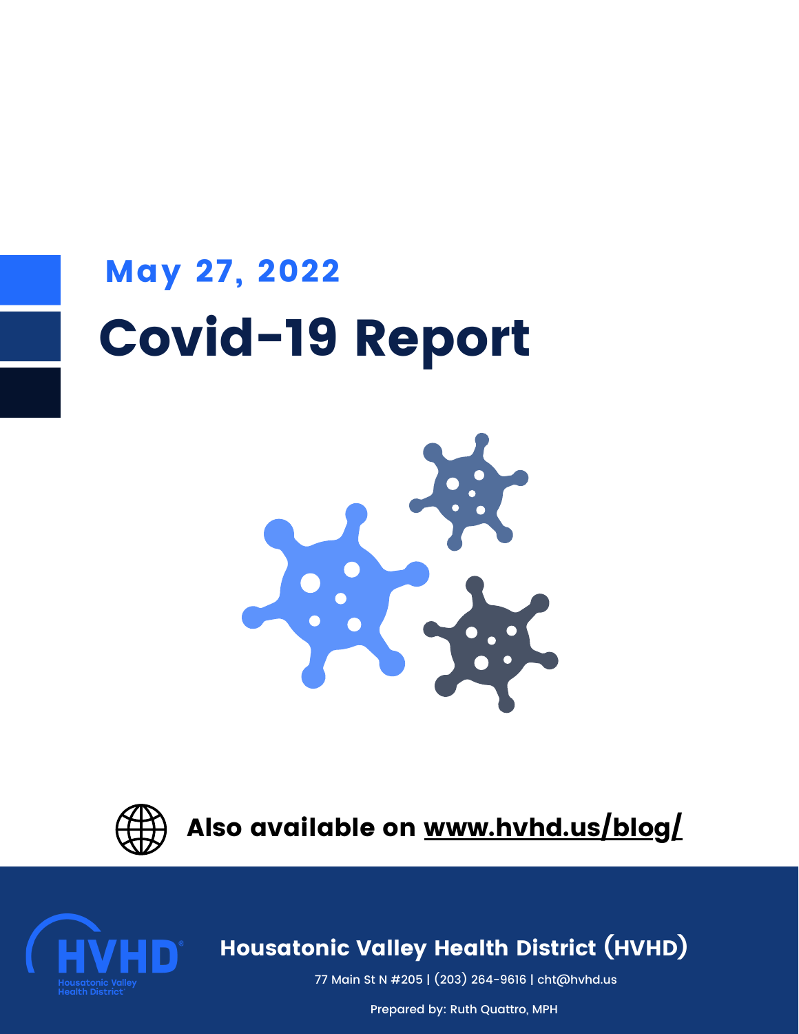May 27, 2022

# Covid-19 Report

Also available on www.hvhd.us/blog/

**Housatonic Valley Health District (HVHD)**

77 Main St N #205 | (203) 264-9616 | cht@hvhd.us

Prepared by: Ruth Quattro, MPH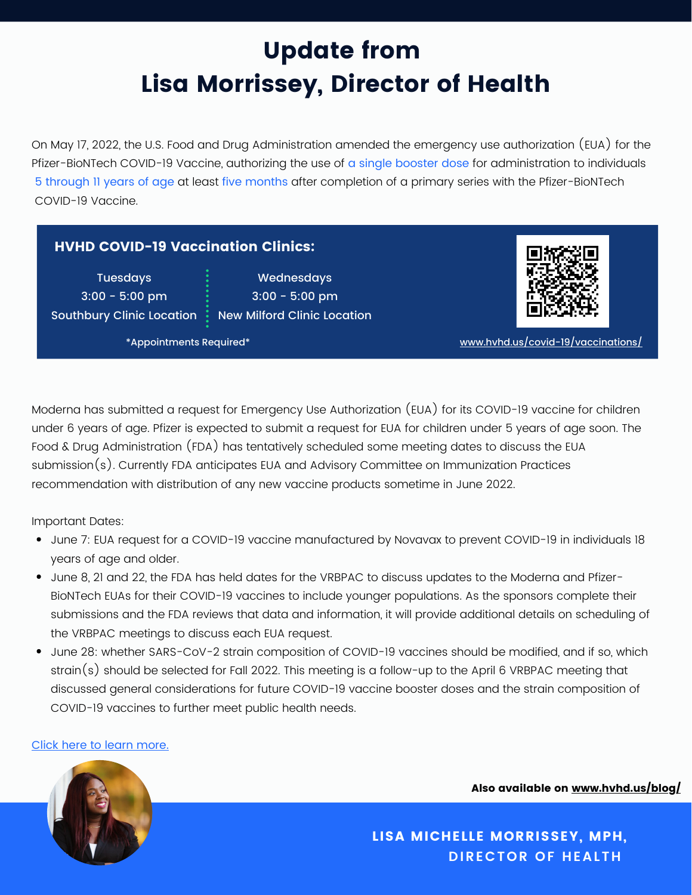# Update from Lisa Morrissey, Director of Health

On May 17, 2022, the U.S. Food and Drug Administration amended the emergency use authorization (EUA) for the Pfizer-BioNTech COVID-19 Vaccine, authorizing the use of a single booster dose for administration to individuals 5 through 11 years of age at least five months after completion of a primary series with the Pfizer-BioNTech COVID-19 Vaccine.

**HVHD COVID-19 Vaccination Clinics:**

| Tuesdays | Wednesdays |
|---|---|
| 3:00 - 5:00 pm | 3:00 - 5:00 pm |
| Southbury Clinic Location | New Milford Clinic Location |

*Appointments Required*

www.hvhd.us/covid-19/vaccinations/

Moderna has submitted a request for Emergency Use Authorization (EUA) for its COVID-19 vaccine for children under 6 years of age. Pfizer is expected to submit a request for EUA for children under 5 years of age soon. The Food & Drug Administration (FDA) has tentatively scheduled some meeting dates to discuss the EUA submission(s). Currently FDA anticipates EUA and Advisory Committee on Immunization Practices recommendation with distribution of any new vaccine products sometime in June 2022.

Important Dates:

- June 7: EUA request for a COVID-19 vaccine manufactured by Novavax to prevent COVID-19 in individuals 18 years of age and older.
- June 8, 21 and 22, the FDA has held dates for the VRBPAC to discuss updates to the Moderna and Pfizer-BioNTech EUAs for their COVID-19 vaccines to include younger populations. As the sponsors complete their submissions and the FDA reviews that data and information, it will provide additional details on scheduling of the VRBPAC meetings to discuss each EUA request.
- June 28: whether SARS-CoV-2 strain composition of COVID-19 vaccines should be modified, and if so, which strain(s) should be selected for Fall 2022. This meeting is a follow-up to the April 6 VRBPAC meeting that discussed general considerations for future COVID-19 vaccine booster doses and the strain composition of COVID-19 vaccines to further meet public health needs.

Click here to learn more.

**Also available on www.hvhd.us/blog/**

**LISA MICHELLE MORRISSEY, MPH, DIRECTOR OF HEALTH**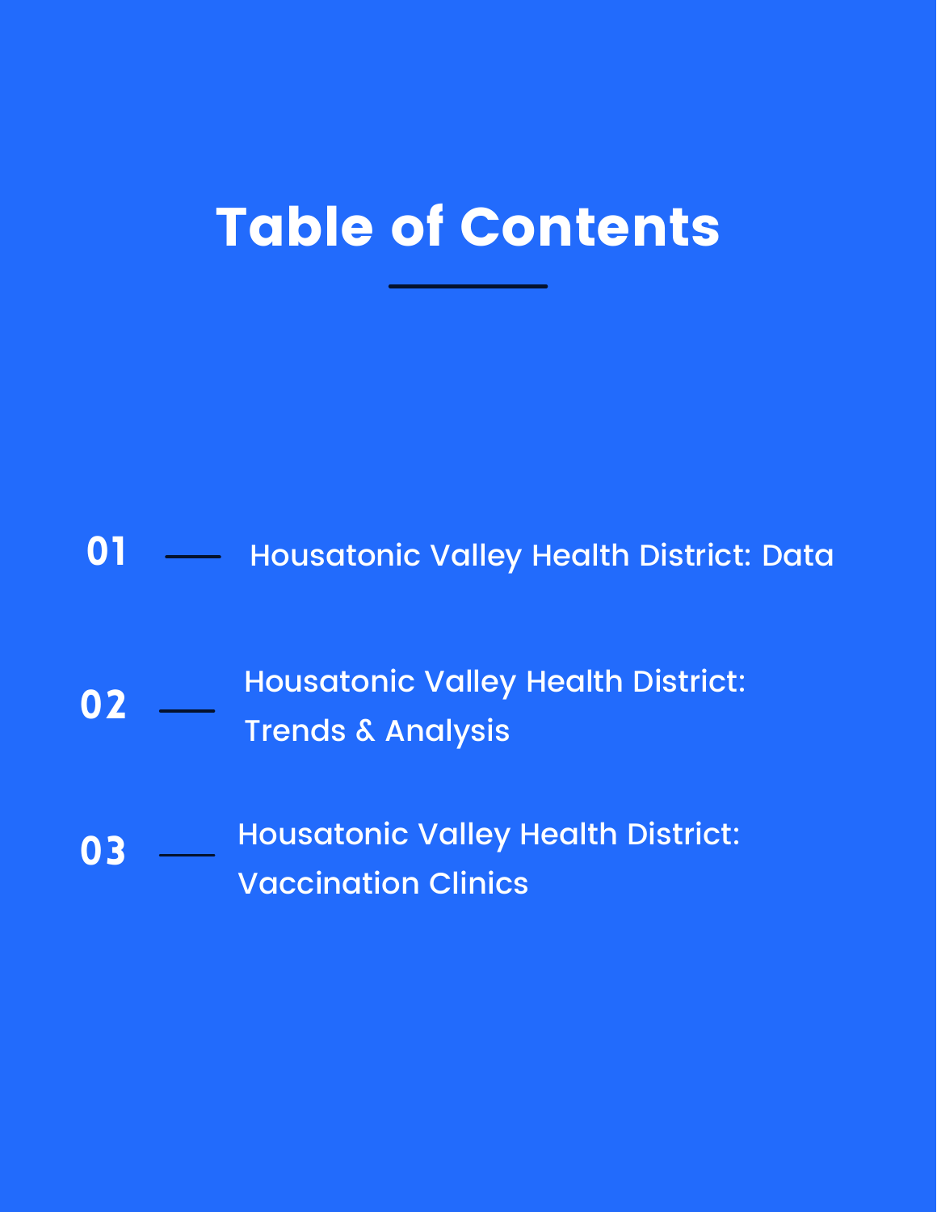# Table of Contents

01 — Housatonic Valley Health District: Data

02 — Housatonic Valley Health District: Trends & Analysis

03 — Housatonic Valley Health District: Vaccination Clinics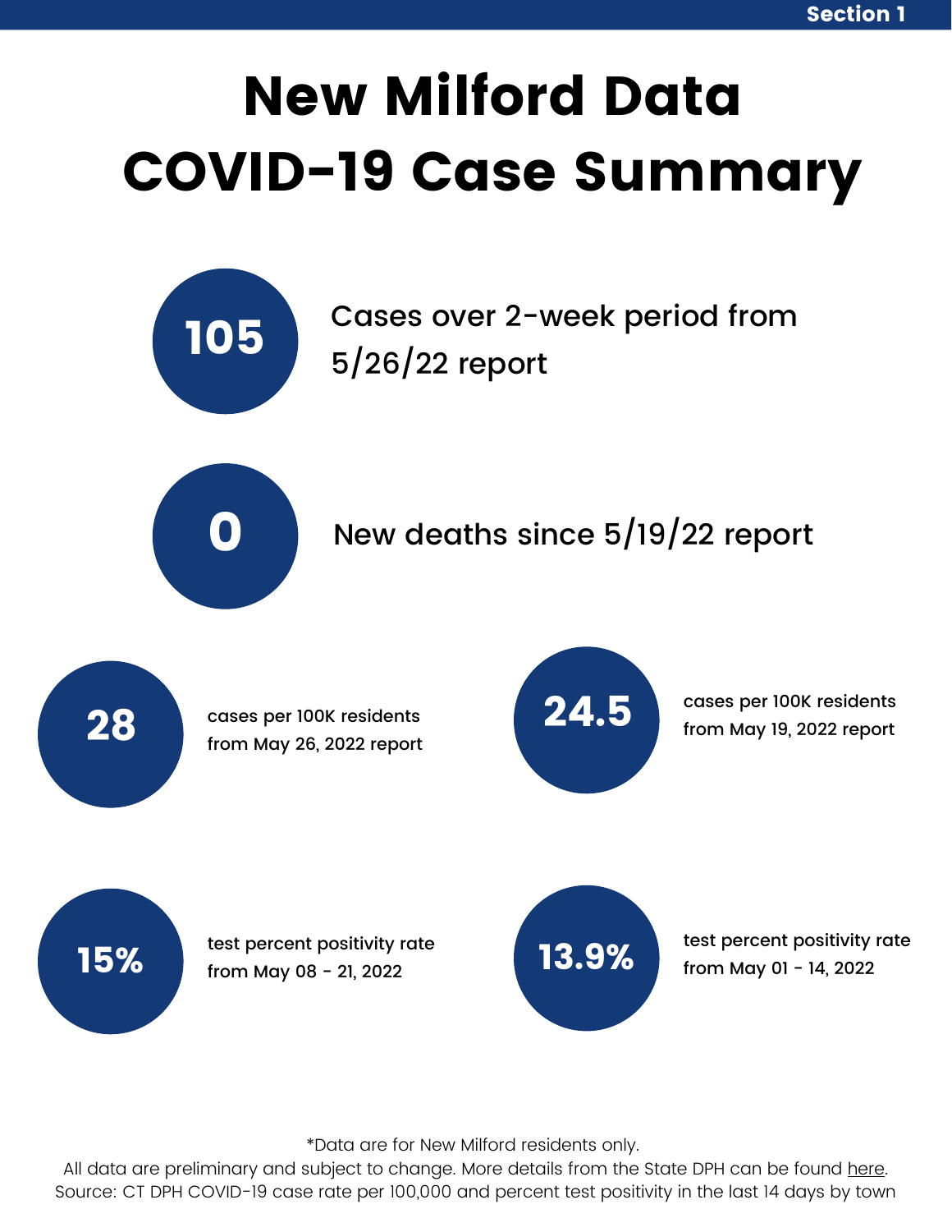Section 1

# New Milford Data COVID-19 Case Summary

**105** Cases over 2-week period from 5/26/22 report

**0** New deaths since 5/19/22 report

**28** cases per 100K residents from May 26, 2022 report

**24.5** cases per 100K residents from May 19, 2022 report

**15%** test percent positivity rate from May 08 - 21, 2022

**13.9%** test percent positivity rate from May 01 - 14, 2022

*Data are for New Milford residents only.
All data are preliminary and subject to change. More details from the State DPH can be found here.
Source: CT DPH COVID-19 case rate per 100,000 and percent test positivity in the last 14 days by town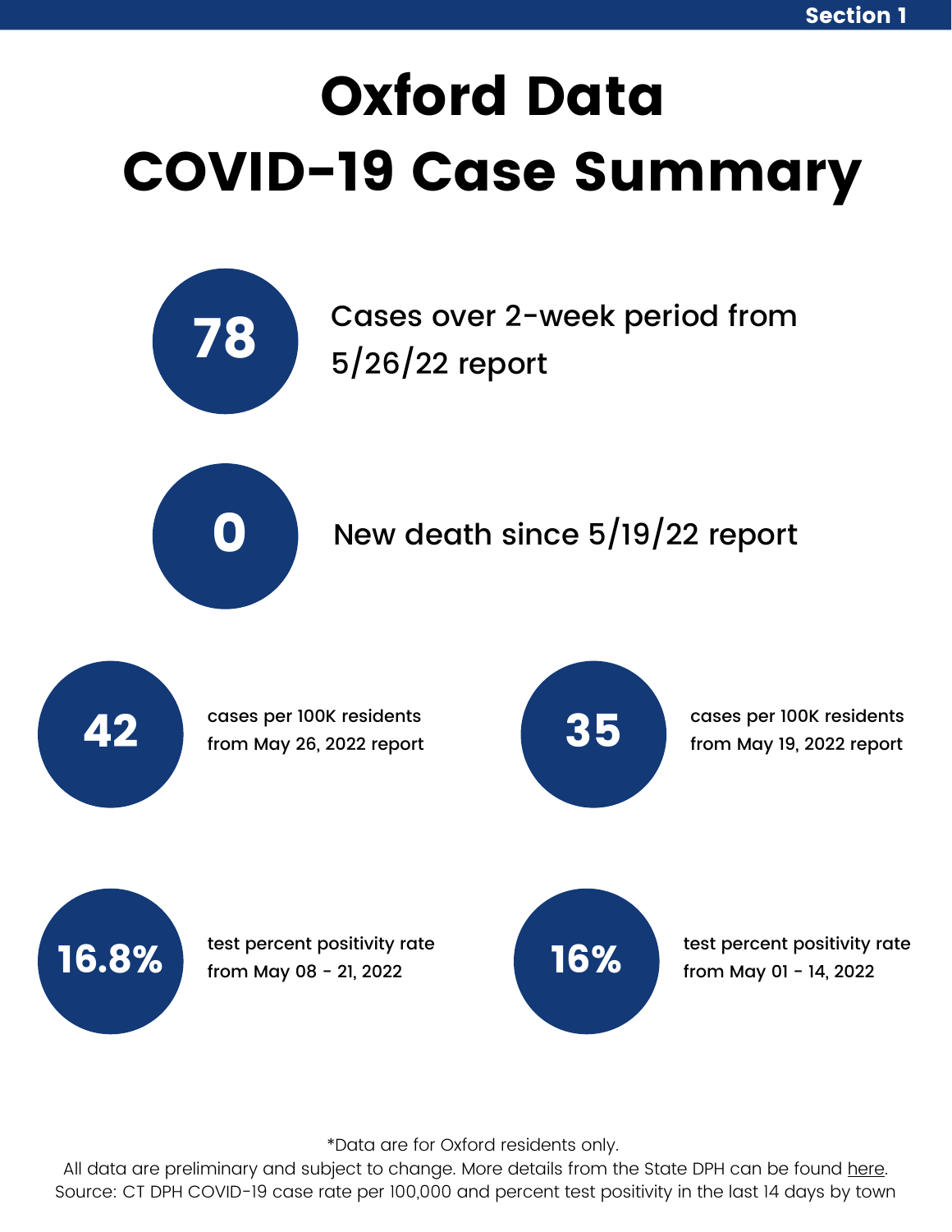Section 1

# Oxford Data COVID-19 Case Summary

**78** Cases over 2-week period from 5/26/22 report

**0** New death since 5/19/22 report

**42** cases per 100K residents from May 26, 2022 report

**35** cases per 100K residents from May 19, 2022 report

**16.8%** test percent positivity rate from May 08 - 21, 2022

**16%** test percent positivity rate from May 01 - 14, 2022

*Data are for Oxford residents only.
All data are preliminary and subject to change. More details from the State DPH can be found here.
Source: CT DPH COVID-19 case rate per 100,000 and percent test positivity in the last 14 days by town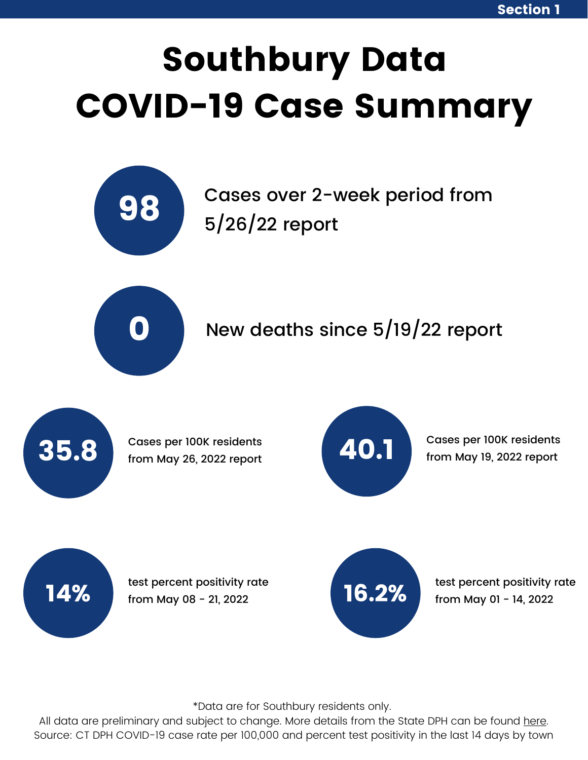Section 1

# Southbury Data COVID-19 Case Summary

**98** Cases over 2-week period from 5/26/22 report

**0** New deaths since 5/19/22 report

**35.8** Cases per 100K residents from May 26, 2022 report

**40.1** Cases per 100K residents from May 19, 2022 report

**14%** test percent positivity rate from May 08 - 21, 2022

**16.2%** test percent positivity rate from May 01 - 14, 2022

*Data are for Southbury residents only.

All data are preliminary and subject to change. More details from the State DPH can be found here.

Source: CT DPH COVID-19 case rate per 100,000 and percent test positivity in the last 14 days by town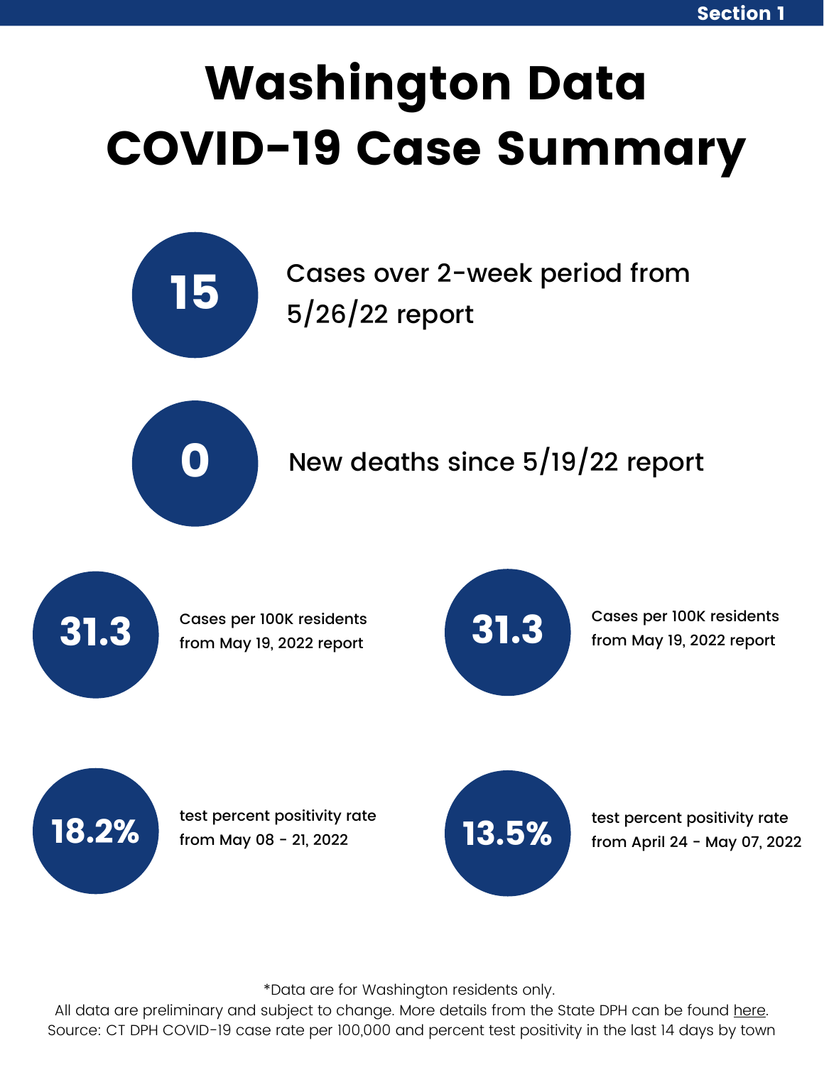Section 1

# Washington Data
# COVID-19 Case Summary

**15** Cases over 2-week period from 5/26/22 report

**0** New deaths since 5/19/22 report

**31.3** Cases per 100K residents from May 19, 2022 report

**31.3** Cases per 100K residents from May 19, 2022 report

**18.2%** test percent positivity rate from May 08 - 21, 2022

**13.5%** test percent positivity rate from April 24 - May 07, 2022

*Data are for Washington residents only.
All data are preliminary and subject to change. More details from the State DPH can be found here.
Source: CT DPH COVID-19 case rate per 100,000 and percent test positivity in the last 14 days by town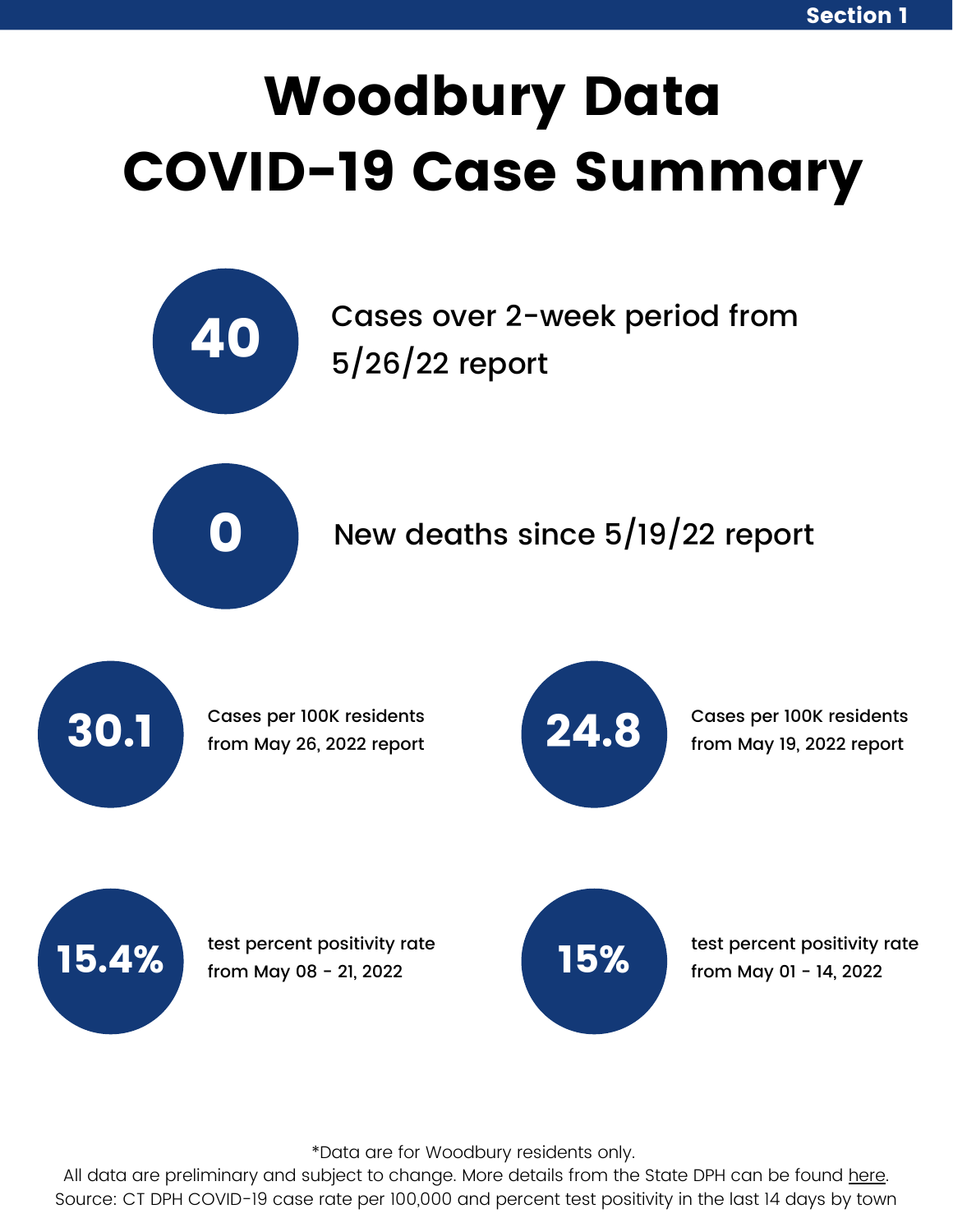Section 1

# Woodbury Data
# COVID-19 Case Summary

**40** Cases over 2-week period from 5/26/22 report

**0** New deaths since 5/19/22 report

**30.1** Cases per 100K residents from May 26, 2022 report

**24.8** Cases per 100K residents from May 19, 2022 report

**15.4%** test percent positivity rate from May 08 - 21, 2022

**15%** test percent positivity rate from May 01 - 14, 2022

*Data are for Woodbury residents only.
All data are preliminary and subject to change. More details from the State DPH can be found here.
Source: CT DPH COVID-19 case rate per 100,000 and percent test positivity in the last 14 days by town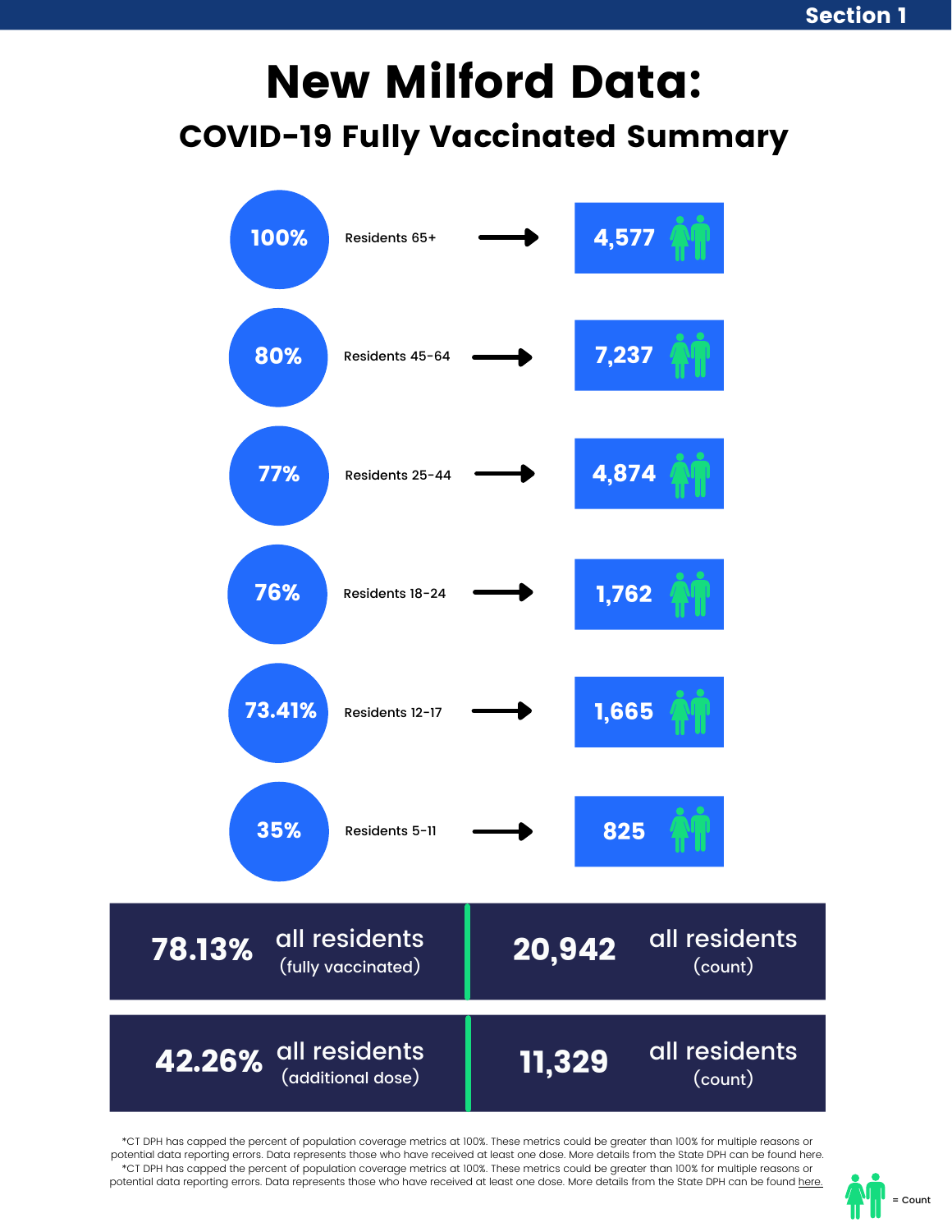Section 1

# New Milford Data:

## COVID-19 Fully Vaccinated Summary

| Percent | Age Group | Count |
|---|---|---|
| 100% | Residents 65+ | 4,577 |
| 80% | Residents 45-64 | 7,237 |
| 77% | Residents 25-44 | 4,874 |
| 76% | Residents 18-24 | 1,762 |
| 73.41% | Residents 12-17 | 1,665 |
| 35% | Residents 5-11 | 825 |

| | | | |
|---|---|---|---|
| 78.13% | all residents (fully vaccinated) | 20,942 | all residents (count) |
| 42.26% | all residents (additional dose) | 11,329 | all residents (count) |

*CT DPH has capped the percent of population coverage metrics at 100%. These metrics could be greater than 100% for multiple reasons or potential data reporting errors. Data represents those who have received at least one dose. More details from the State DPH can be found here.

*CT DPH has capped the percent of population coverage metrics at 100%. These metrics could be greater than 100% for multiple reasons or potential data reporting errors. Data represents those who have received at least one dose. More details from the State DPH can be found here.

= Count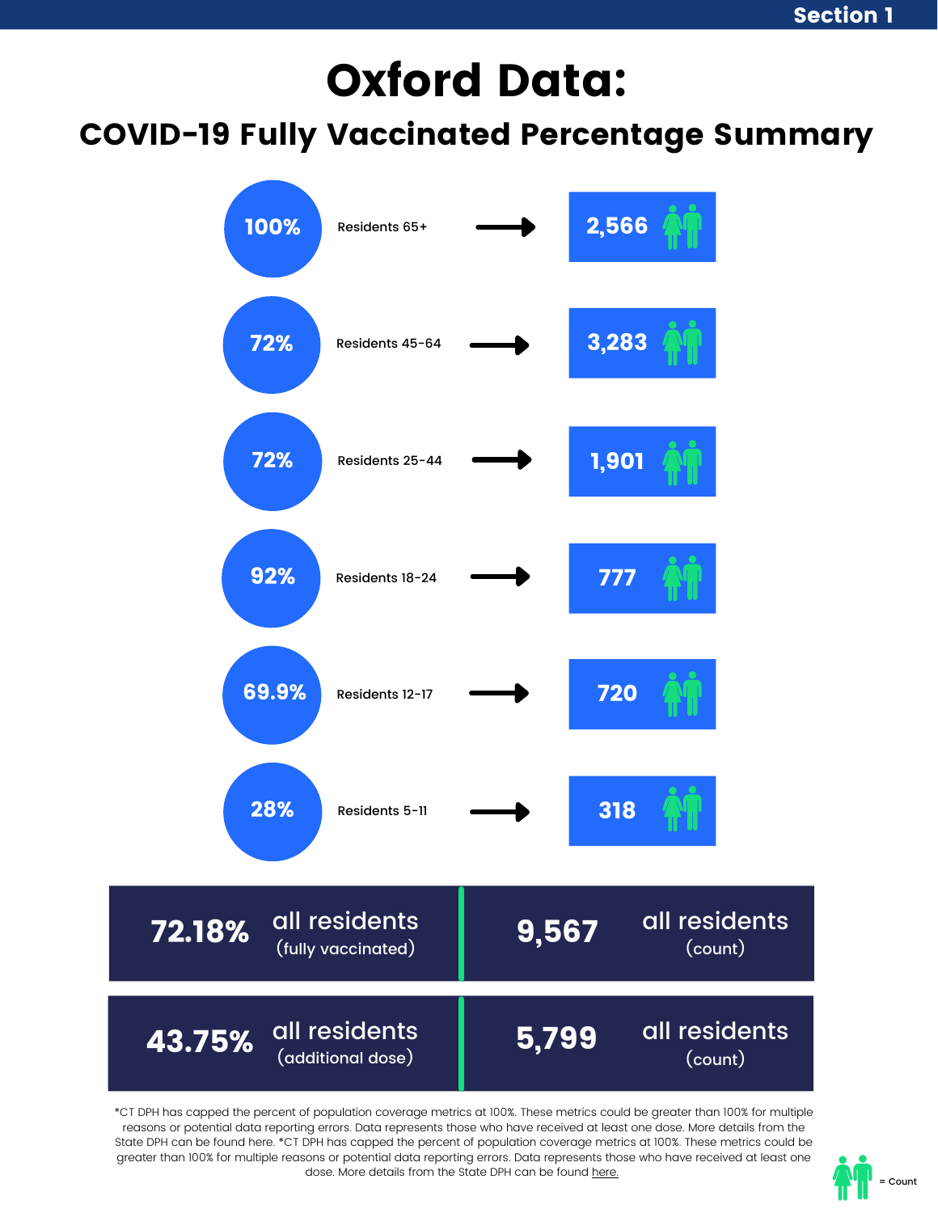# Oxford Data:

## COVID-19 Fully Vaccinated Percentage Summary

| Percentage | Age Group | Count |
|---|---|---|
| 100% | Residents 65+ | 2,566 |
| 72% | Residents 45-64 | 3,283 |
| 72% | Residents 25-44 | 1,901 |
| 92% | Residents 18-24 | 777 |
| 69.9% | Residents 12-17 | 720 |
| 28% | Residents 5-11 | 318 |

| | | | |
|---|---|---|---|
| **72.18%** | all residents (fully vaccinated) | **9,567** | all residents (count) |
| **43.75%** | all residents (additional dose) | **5,799** | all residents (count) |

*CT DPH has capped the percent of population coverage metrics at 100%. These metrics could be greater than 100% for multiple reasons or potential data reporting errors. Data represents those who have received at least one dose. More details from the State DPH can be found here. *CT DPH has capped the percent of population coverage metrics at 100%. These metrics could be greater than 100% for multiple reasons or potential data reporting errors. Data represents those who have received at least one dose. More details from the State DPH can be found here.

= Count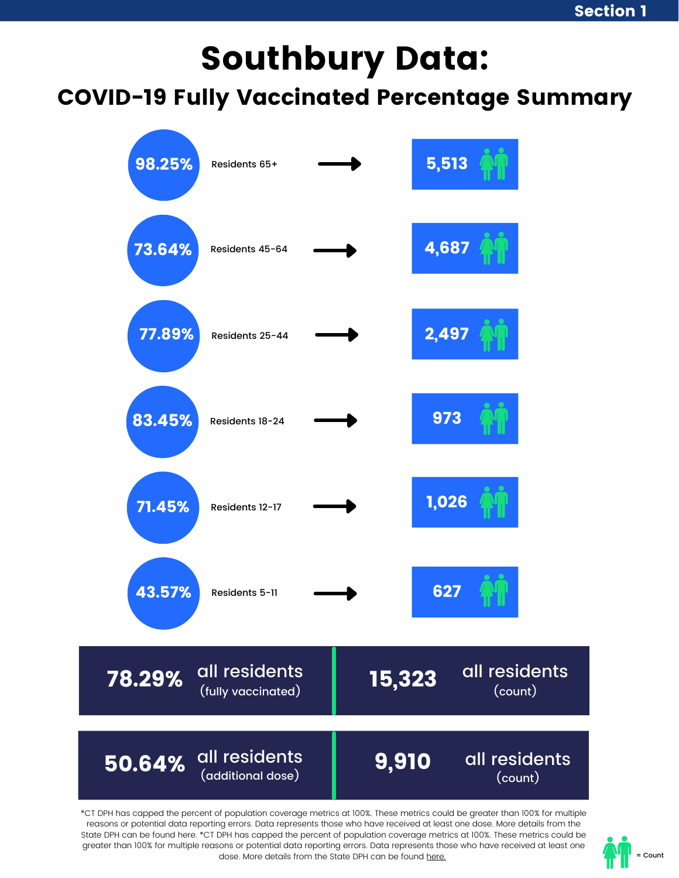Section 1

# Southbury Data:

## COVID-19 Fully Vaccinated Percentage Summary

| Percentage | Age Group | Count |
|---|---|---|
| 98.25% | Residents 65+ | 5,513 |
| 73.64% | Residents 45-64 | 4,687 |
| 77.89% | Residents 25-44 | 2,497 |
| 83.45% | Residents 18-24 | 973 |
| 71.45% | Residents 12-17 | 1,026 |
| 43.57% | Residents 5-11 | 627 |

| Percentage | | Count | |
|---|---|---|---|
| 78.29% | all residents (fully vaccinated) | 15,323 | all residents (count) |
| 50.64% | all residents (additional dose) | 9,910 | all residents (count) |

*CT DPH has capped the percent of population coverage metrics at 100%. These metrics could be greater than 100% for multiple reasons or potential data reporting errors. Data represents those who have received at least one dose. More details from the State DPH can be found here. *CT DPH has capped the percent of population coverage metrics at 100%. These metrics could be greater than 100% for multiple reasons or potential data reporting errors. Data represents those who have received at least one dose. More details from the State DPH can be found here.

= Count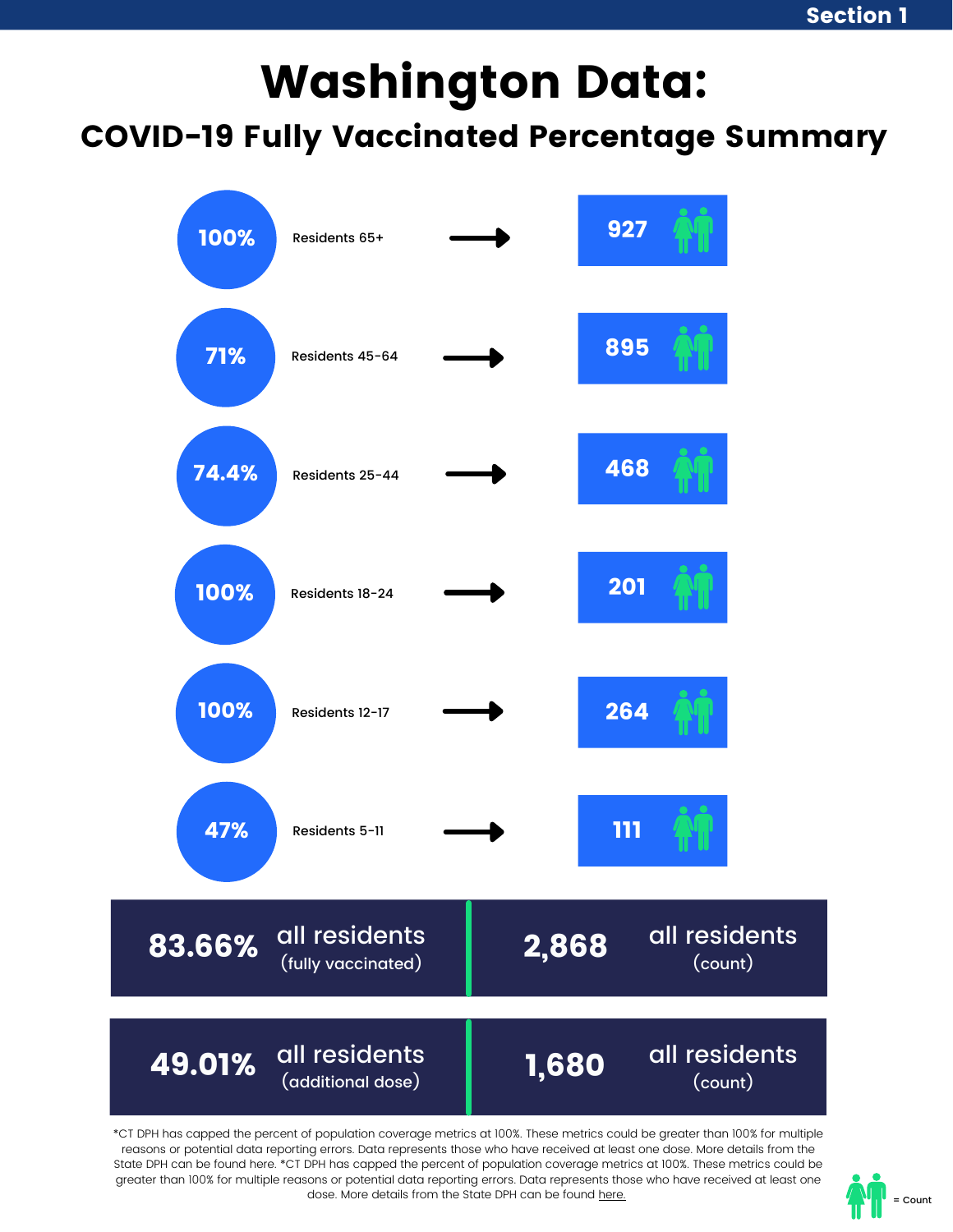Section 1

# Washington Data:

## COVID-19 Fully Vaccinated Percentage Summary

| Percentage | Age Group | Count |
| --- | --- | --- |
| 100% | Residents 65+ | 927 |
| 71% | Residents 45-64 | 895 |
| 74.4% | Residents 25-44 | 468 |
| 100% | Residents 18-24 | 201 |
| 100% | Residents 12-17 | 264 |
| 47% | Residents 5-11 | 111 |

| | | | |
| --- | --- | --- | --- |
| 83.66% | all residents (fully vaccinated) | 2,868 | all residents (count) |
| 49.01% | all residents (additional dose) | 1,680 | all residents (count) |

*CT DPH has capped the percent of population coverage metrics at 100%. These metrics could be greater than 100% for multiple reasons or potential data reporting errors. Data represents those who have received at least one dose. More details from the State DPH can be found here. *CT DPH has capped the percent of population coverage metrics at 100%. These metrics could be greater than 100% for multiple reasons or potential data reporting errors. Data represents those who have received at least one dose. More details from the State DPH can be found here.

= Count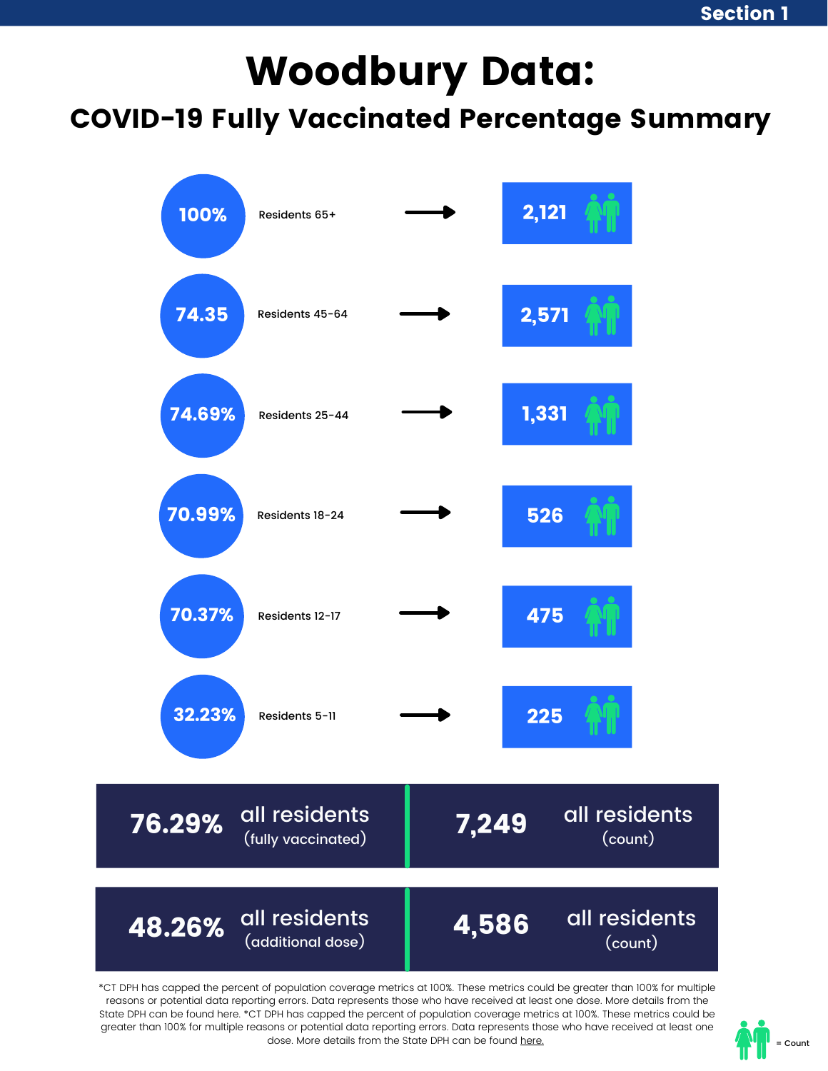# Woodbury Data:

## COVID-19 Fully Vaccinated Percentage Summary

| Percentage | Age Group | Count |
| --- | --- | --- |
| 100% | Residents 65+ | 2,121 |
| 74.35 | Residents 45-64 | 2,571 |
| 74.69% | Residents 25-44 | 1,331 |
| 70.99% | Residents 18-24 | 526 |
| 70.37% | Residents 12-17 | 475 |
| 32.23% | Residents 5-11 | 225 |

| | | | |
| --- | --- | --- | --- |
| **76.29%** | all residents (fully vaccinated) | **7,249** | all residents (count) |
| **48.26%** | all residents (additional dose) | **4,586** | all residents (count) |

*CT DPH has capped the percent of population coverage metrics at 100%. These metrics could be greater than 100% for multiple reasons or potential data reporting errors. Data represents those who have received at least one dose. More details from the State DPH can be found here. *CT DPH has capped the percent of population coverage metrics at 100%. These metrics could be greater than 100% for multiple reasons or potential data reporting errors. Data represents those who have received at least one dose. More details from the State DPH can be found here.

= Count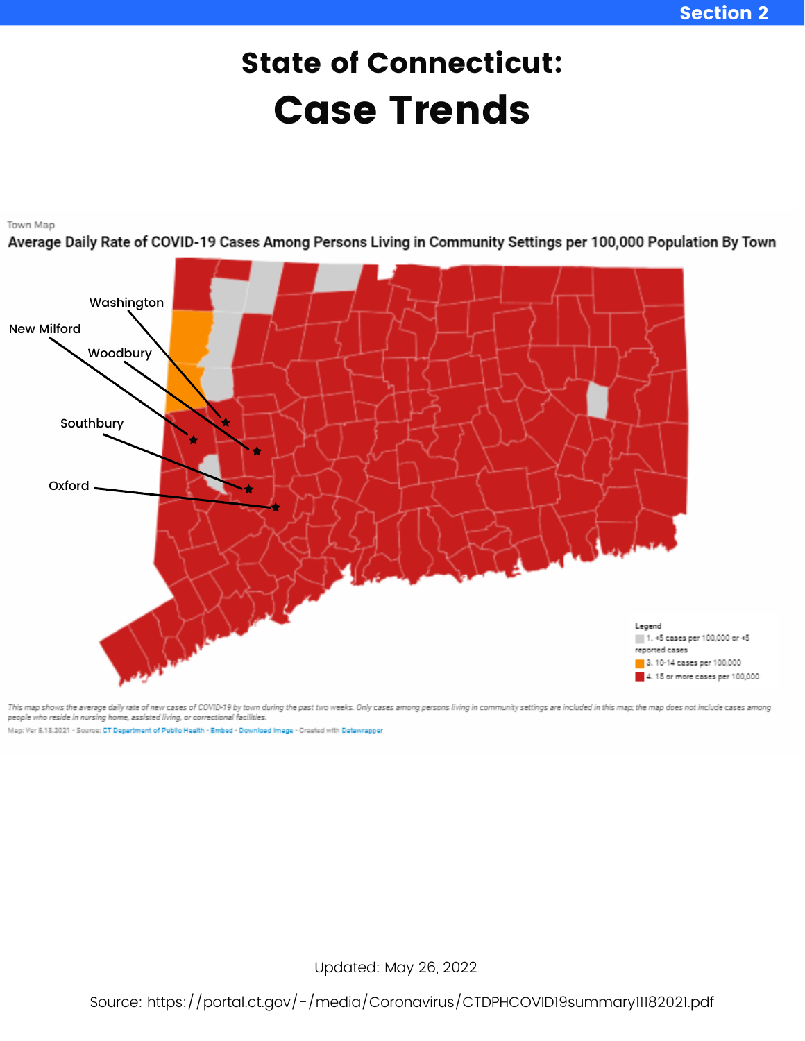Section 2

# State of Connecticut:

# Case Trends

Town Map

**Average Daily Rate of COVID-19 Cases Among Persons Living in Community Settings per 100,000 Population By Town**

Washington

New Milford

Woodbury

Southbury

Oxford

Legend

1. <5 cases per 100,000 or <5 reported cases

3. 10-14 cases per 100,000

4. 15 or more cases per 100,000

*This map shows the average daily rate of new cases of COVID-19 by town during the past two weeks. Only cases among persons living in community settings are included in this map; the map does not include cases among people who reside in nursing home, assisted living, or correctional facilities.*

Map: Ver 5.18.2021 · Source: CT Department of Public Health · Embed · Download Image · Created with Datawrapper

Updated: May 26, 2022

Source: https://portal.ct.gov/-/media/Coronavirus/CTDPHCOVID19summary11182021.pdf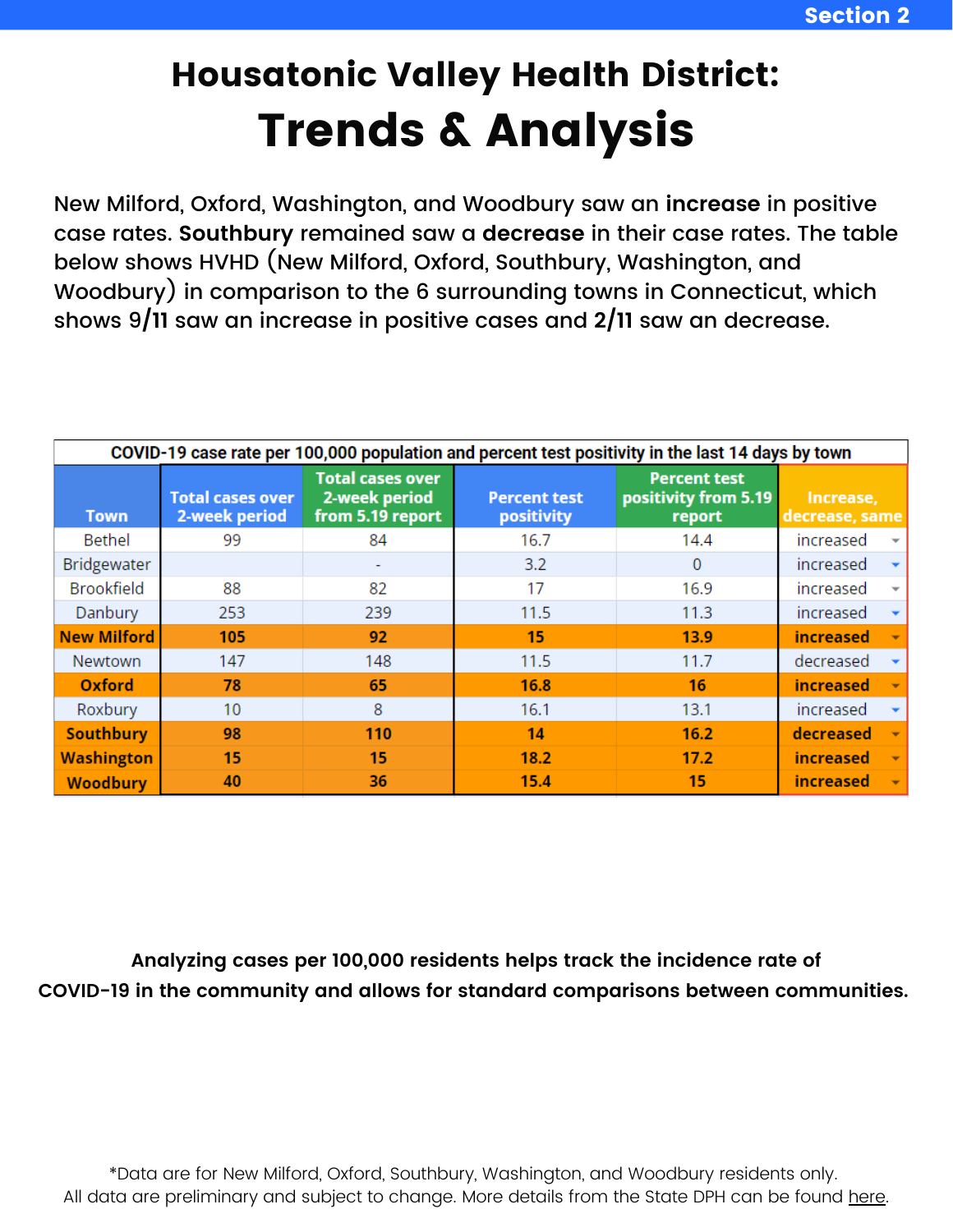Section 2

# Housatonic Valley Health District:
# Trends & Analysis

New Milford, Oxford, Washington, and Woodbury saw an **increase** in positive case rates. **Southbury** remained saw a **decrease** in their case rates. The table below shows HVHD (New Milford, Oxford, Southbury, Washington, and Woodbury) in comparison to the 6 surrounding towns in Connecticut, which shows 9/**11** saw an increase in positive cases and **2/11** saw an decrease.

**COVID-19 case rate per 100,000 population and percent test positivity in the last 14 days by town**

| Town | Total cases over 2-week period | Total cases over 2-week period from 5.19 report | Percent test positivity | Percent test positivity from 5.19 report | Increase, decrease, same |
|---|---|---|---|---|---|
| Bethel | 99 | 84 | 16.7 | 14.4 | increased |
| Bridgewater | | - | 3.2 | 0 | increased |
| Brookfield | 88 | 82 | 17 | 16.9 | increased |
| Danbury | 253 | 239 | 11.5 | 11.3 | increased |
| **New Milford** | **105** | **92** | **15** | **13.9** | **increased** |
| Newtown | 147 | 148 | 11.5 | 11.7 | decreased |
| **Oxford** | **78** | **65** | **16.8** | **16** | **increased** |
| Roxbury | 10 | 8 | 16.1 | 13.1 | increased |
| **Southbury** | **98** | **110** | **14** | **16.2** | **decreased** |
| **Washington** | **15** | **15** | **18.2** | **17.2** | **increased** |
| **Woodbury** | **40** | **36** | **15.4** | **15** | **increased** |

**Analyzing cases per 100,000 residents helps track the incidence rate of COVID-19 in the community and allows for standard comparisons between communities.**

*Data are for New Milford, Oxford, Southbury, Washington, and Woodbury residents only.
All data are preliminary and subject to change. More details from the State DPH can be found here.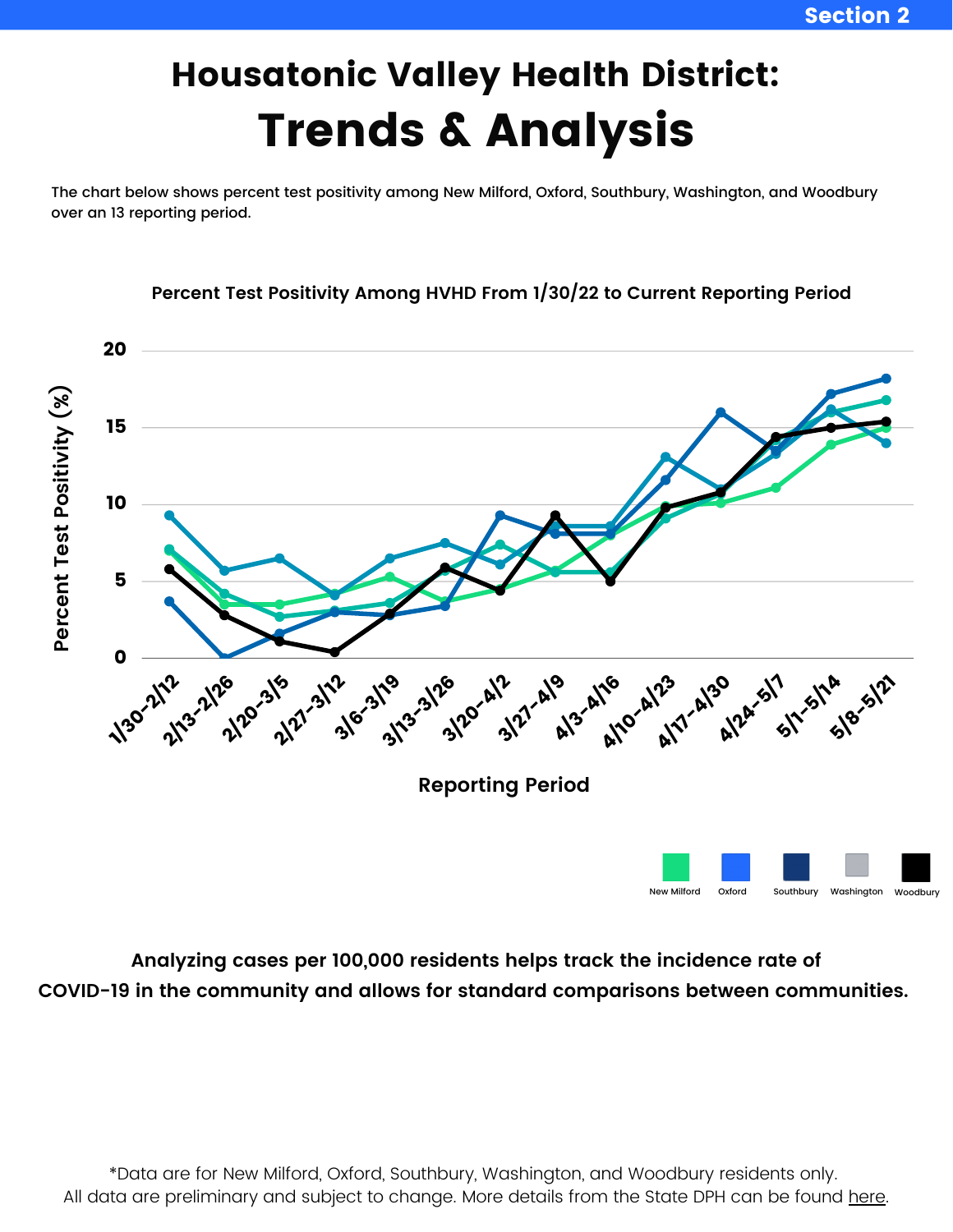# Housatonic Valley Health District:
# Trends & Analysis

The chart below shows percent test positivity among New Milford, Oxford, Southbury, Washington, and Woodbury over an 13 reporting period.

**Percent Test Positivity Among HVHD From 1/30/22 to Current Reporting Period**

**Analyzing cases per 100,000 residents helps track the incidence rate of COVID-19 in the community and allows for standard comparisons between communities.**

*Data are for New Milford, Oxford, Southbury, Washington, and Woodbury residents only.
All data are preliminary and subject to change. More details from the State DPH can be found here.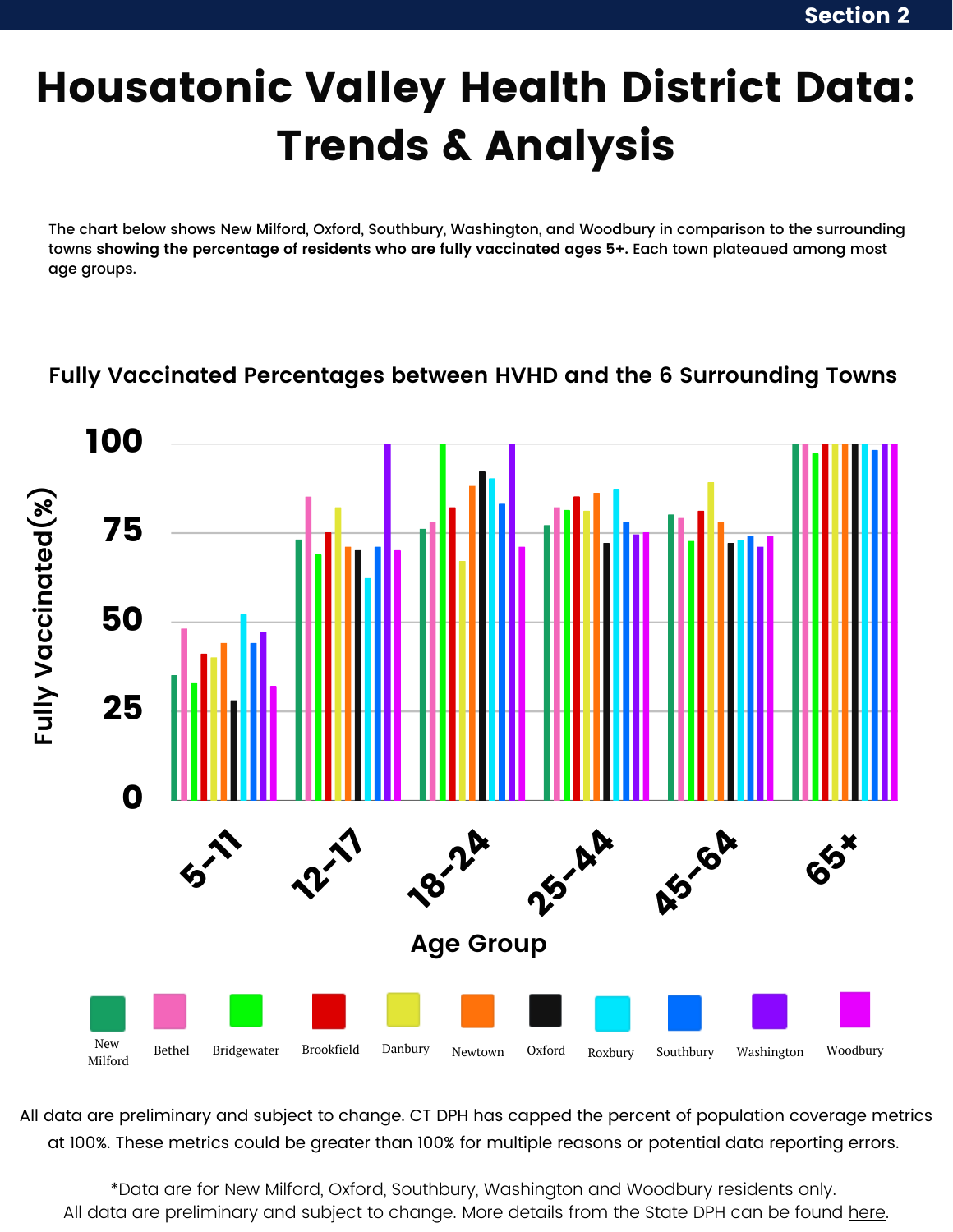Section 2

# Housatonic Valley Health District Data: Trends & Analysis

The chart below shows New Milford, Oxford, Southbury, Washington, and Woodbury in comparison to the surrounding towns **showing the percentage of residents who are fully vaccinated ages 5+.** Each town plateaued among most age groups.

### Fully Vaccinated Percentages between HVHD and the 6 Surrounding Towns

Fully Vaccinated(%)

Age Group: 5-11, 12-17, 18-24, 25-44, 45-64, 65+

New Milford, Bethel, Bridgewater, Brookfield, Danbury, Newtown, Oxford, Roxbury, Southbury, Washington, Woodbury

All data are preliminary and subject to change. CT DPH has capped the percent of population coverage metrics at 100%. These metrics could be greater than 100% for multiple reasons or potential data reporting errors.

*Data are for New Milford, Oxford, Southbury, Washington and Woodbury residents only.
All data are preliminary and subject to change. More details from the State DPH can be found here.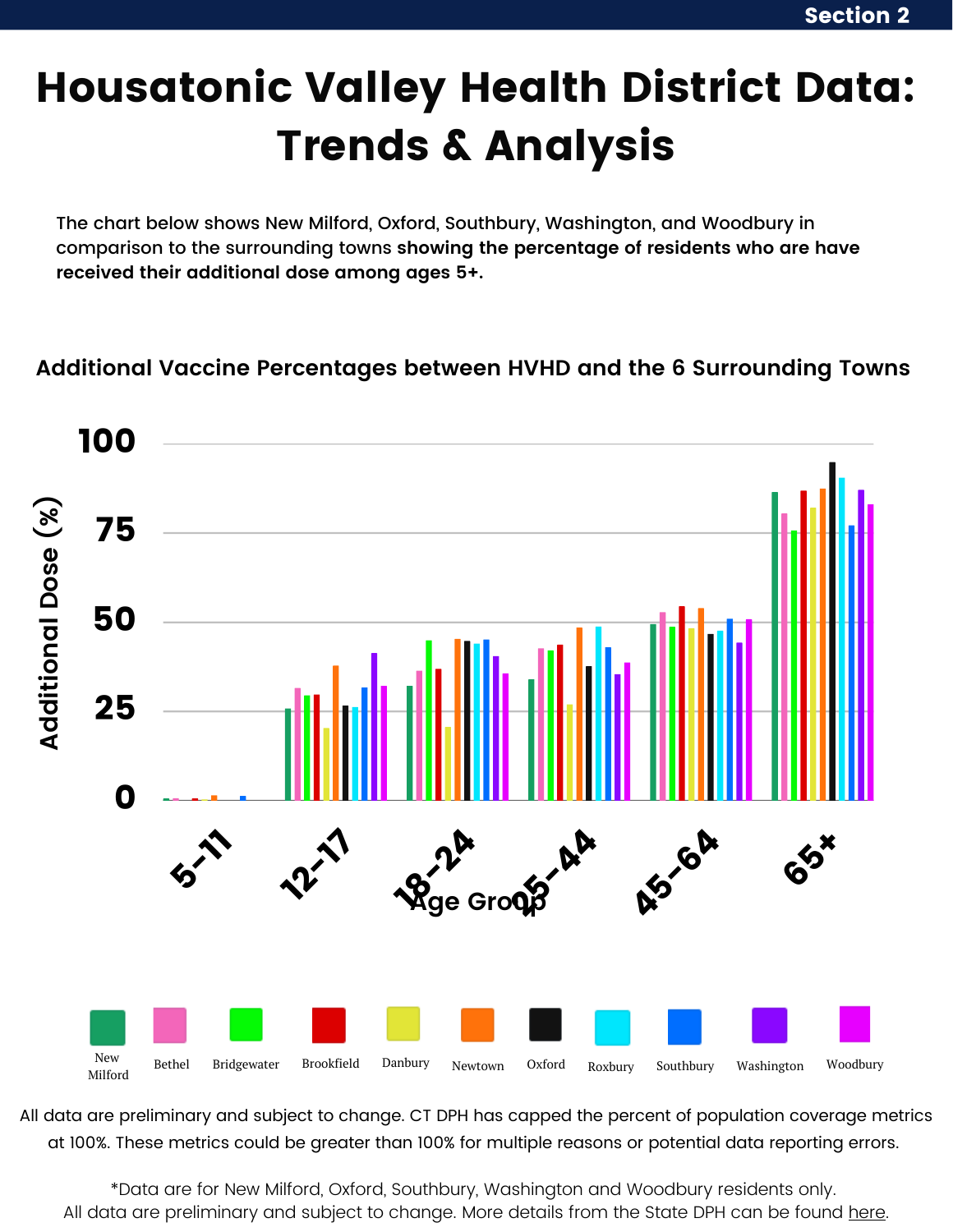# Housatonic Valley Health District Data: Trends & Analysis

The chart below shows New Milford, Oxford, Southbury, Washington, and Woodbury in comparison to the surrounding towns **showing the percentage of residents who are have received their additional dose among ages 5+.**

### Additional Vaccine Percentages between HVHD and the 6 Surrounding Towns

All data are preliminary and subject to change. CT DPH has capped the percent of population coverage metrics at 100%. These metrics could be greater than 100% for multiple reasons or potential data reporting errors.

*Data are for New Milford, Oxford, Southbury, Washington and Woodbury residents only.
All data are preliminary and subject to change. More details from the State DPH can be found here.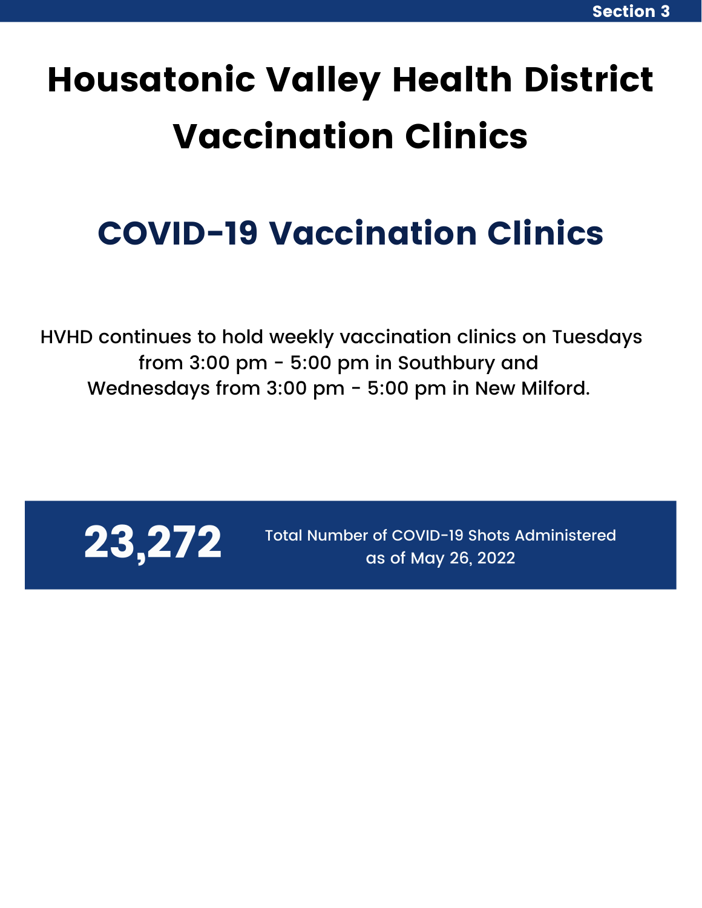# Housatonic Valley Health District Vaccination Clinics

## COVID-19 Vaccination Clinics

HVHD continues to hold weekly vaccination clinics on Tuesdays from 3:00 pm - 5:00 pm in Southbury and Wednesdays from 3:00 pm - 5:00 pm in New Milford.

**23,272** Total Number of COVID-19 Shots Administered as of May 26, 2022